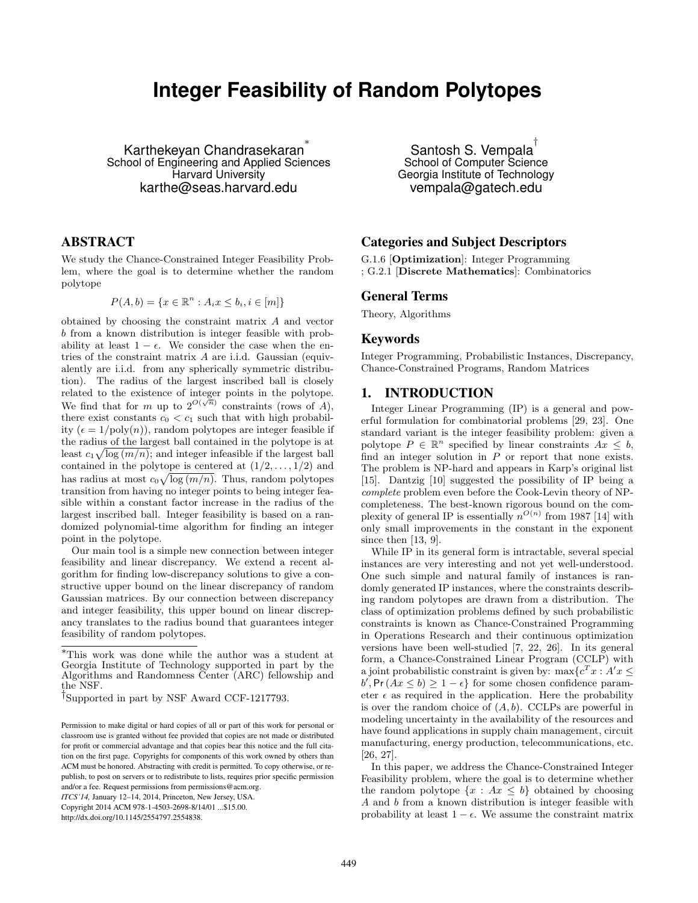# Integer Feasibility of Random Polytopes

Karthekeyan Chandrasekaran[*]
School of Engineering and Applied Sciences
Harvard University
karthe@seas.harvard.edu

Santosh S. Vempala[†]
School of Computer Science
Georgia Institute of Technology
vempala@gatech.edu

## ABSTRACT

We study the Chance-Constrained Integer Feasibility Problem, where the goal is to determine whether the random polytope

$$P(A, b) = \{x \in \mathbb{R}^n : A_i x \leq b_i, i \in [m]\}$$

obtained by choosing the constraint matrix $A$ and vector $b$ from a known distribution is integer feasible with probability at least $1 - \epsilon$. We consider the case when the entries of the constraint matrix $A$ are i.i.d. Gaussian (equivalently are i.i.d. from any spherically symmetric distribution). The radius of the largest inscribed ball is closely related to the existence of integer points in the polytope. We find that for $m$ up to $2^{O(\sqrt{n})}$ constraints (rows of $A$), there exist constants $c_0 < c_1$ such that with high probability ($\epsilon = 1/\text{poly}(n)$), random polytopes are integer feasible if the radius of the largest ball contained in the polytope is at least $c_1\sqrt{\log(m/n)}$; and integer infeasible if the largest ball contained in the polytope is centered at $(1/2, \ldots, 1/2)$ and has radius at most $c_0\sqrt{\log(m/n)}$. Thus, random polytopes transition from having no integer points to being integer feasible within a constant factor increase in the radius of the largest inscribed ball. Integer feasibility is based on a randomized polynomial-time algorithm for finding an integer point in the polytope.

Our main tool is a simple new connection between integer feasibility and linear discrepancy. We extend a recent algorithm for finding low-discrepancy solutions to give a constructive upper bound on the linear discrepancy of random Gaussian matrices. By our connection between discrepancy and integer feasibility, this upper bound on linear discrepancy translates to the radius bound that guarantees integer feasibility of random polytopes.

[*]This work was done while the author was a student at Georgia Institute of Technology supported in part by the Algorithms and Randomness Center (ARC) fellowship and the NSF.

[†]Supported in part by NSF Award CCF-1217793.

Permission to make digital or hard copies of all or part of this work for personal or classroom use is granted without fee provided that copies are not made or distributed for profit or commercial advantage and that copies bear this notice and the full citation on the first page. Copyrights for components of this work owned by others than ACM must be honored. Abstracting with credit is permitted. To copy otherwise, or republish, to post on servers or to redistribute to lists, requires prior specific permission and/or a fee. Request permissions from permissions@acm.org.
*ITCS'14,* January 12–14, 2014, Princeton, New Jersey, USA.
Copyright 2014 ACM 978-1-4503-2698-8/14/01 ...$15.00.
http://dx.doi.org/10.1145/2554797.2554838.

## Categories and Subject Descriptors

G.1.6 [**Optimization**]: Integer Programming
; G.2.1 [**Discrete Mathematics**]: Combinatorics

## General Terms

Theory, Algorithms

## Keywords

Integer Programming, Probabilistic Instances, Discrepancy, Chance-Constrained Programs, Random Matrices

## 1. INTRODUCTION

Integer Linear Programming (IP) is a general and powerful formulation for combinatorial problems [29, 23]. One standard variant is the integer feasibility problem: given a polytope $P \in \mathbb{R}^n$ specified by linear constraints $Ax \leq b$, find an integer solution in $P$ or report that none exists. The problem is NP-hard and appears in Karp's original list [15]. Dantzig [10] suggested the possibility of IP being a *complete* problem even before the Cook-Levin theory of NP-completeness. The best-known rigorous bound on the complexity of general IP is essentially $n^{O(n)}$ from 1987 [14] with only small improvements in the constant in the exponent since then [13, 9].

While IP in its general form is intractable, several special instances are very interesting and not yet well-understood. One such simple and natural family of instances is randomly generated IP instances, where the constraints describing random polytopes are drawn from a distribution. The class of optimization problems defined by such probabilistic constraints is known as Chance-Constrained Programming in Operations Research and their continuous optimization versions have been well-studied [7, 22, 26]. In its general form, a Chance-Constrained Linear Program (CCLP) with a joint probabilistic constraint is given by: $\max\{c^T x : A'x \leq b', \Pr(Ax \leq b) \geq 1 - \epsilon\}$ for some chosen confidence parameter $\epsilon$ as required in the application. Here the probability is over the random choice of $(A, b)$. CCLPs are powerful in modeling uncertainty in the availability of the resources and have found applications in supply chain management, circuit manufacturing, energy production, telecommunications, etc. [26, 27].

In this paper, we address the Chance-Constrained Integer Feasibility problem, where the goal is to determine whether the random polytope $\{x : Ax \leq b\}$ obtained by choosing $A$ and $b$ from a known distribution is integer feasible with probability at least $1 - \epsilon$. We assume the constraint matrix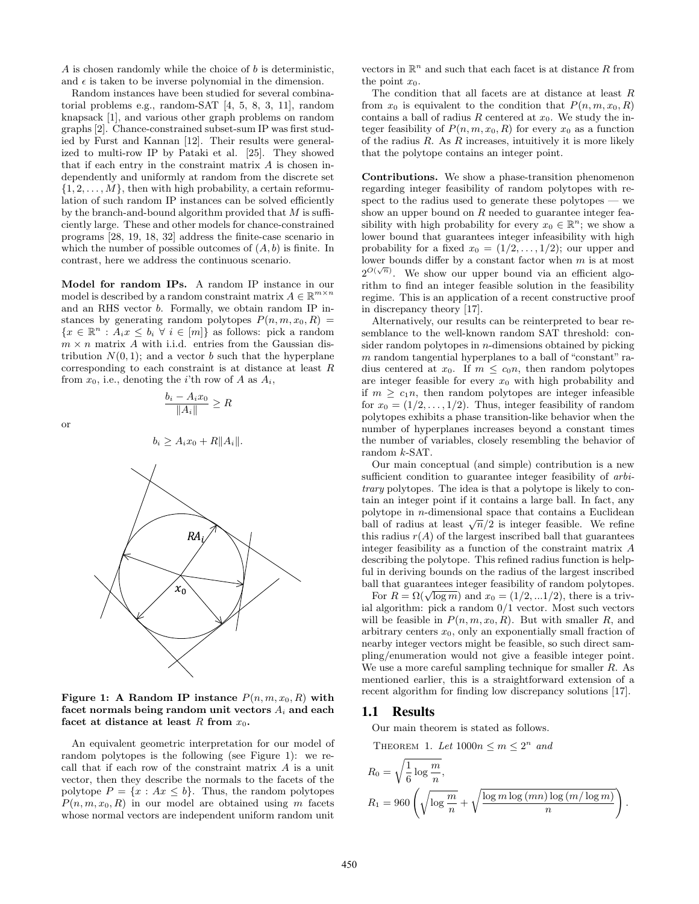$A$ is chosen randomly while the choice of $b$ is deterministic, and $\epsilon$ is taken to be inverse polynomial in the dimension.

Random instances have been studied for several combinatorial problems e.g., random-SAT [4, 5, 8, 3, 11], random knapsack [1], and various other graph problems on random graphs [2]. Chance-constrained subset-sum IP was first studied by Furst and Kannan [12]. Their results were generalized to multi-row IP by Pataki et al. [25]. They showed that if each entry in the constraint matrix $A$ is chosen independently and uniformly at random from the discrete set $\{1, 2, \ldots, M\}$, then with high probability, a certain reformulation of such random IP instances can be solved efficiently by the branch-and-bound algorithm provided that $M$ is sufficiently large. These and other models for chance-constrained programs [28, 19, 18, 32] address the finite-case scenario in which the number of possible outcomes of $(A, b)$ is finite. In contrast, here we address the continuous scenario.

**Model for random IPs.** A random IP instance in our model is described by a random constraint matrix $A \in \mathbb{R}^{m \times n}$ and an RHS vector $b$. Formally, we obtain random IP instances by generating random polytopes $P(n, m, x_0, R) = \{x \in \mathbb{R}^n : A_i x \le b_i \ \forall \ i \in [m]\}$ as follows: pick a random $m \times n$ matrix $A$ with i.i.d. entries from the Gaussian distribution $N(0, 1)$; and a vector $b$ such that the hyperplane corresponding to each constraint is at distance at least $R$ from $x_0$, i.e., denoting the $i$'th row of $A$ as $A_i$,

$$\frac{b_i - A_i x_0}{\|A_i\|} \ge R$$

or

$$b_i \ge A_i x_0 + R\|A_i\|.$$

**Figure 1: A Random IP instance $P(n, m, x_0, R)$ with facet normals being random unit vectors $A_i$ and each facet at distance at least $R$ from $x_0$.**

An equivalent geometric interpretation for our model of random polytopes is the following (see Figure 1): we recall that if each row of the constraint matrix $A$ is a unit vector, then they describe the normals to the facets of the polytope $P = \{x : Ax \le b\}$. Thus, the random polytopes $P(n, m, x_0, R)$ in our model are obtained using $m$ facets whose normal vectors are independent uniform random unit vectors in $\mathbb{R}^n$ and such that each facet is at distance $R$ from the point $x_0$.

The condition that all facets are at distance at least $R$ from $x_0$ is equivalent to the condition that $P(n, m, x_0, R)$ contains a ball of radius $R$ centered at $x_0$. We study the integer feasibility of $P(n, m, x_0, R)$ for every $x_0$ as a function of the radius $R$. As $R$ increases, intuitively it is more likely that the polytope contains an integer point.

**Contributions.** We show a phase-transition phenomenon regarding integer feasibility of random polytopes with respect to the radius used to generate these polytopes — we show an upper bound on $R$ needed to guarantee integer feasibility with high probability for every $x_0 \in \mathbb{R}^n$; we show a lower bound that guarantees integer infeasibility with high probability for a fixed $x_0 = (1/2, \ldots, 1/2)$; our upper and lower bounds differ by a constant factor when $m$ is at most $2^{O(\sqrt{n})}$. We show our upper bound via an efficient algorithm to find an integer feasible solution in the feasibility regime. This is an application of a recent constructive proof in discrepancy theory [17].

Alternatively, our results can be reinterpreted to bear resemblance to the well-known random SAT threshold: consider random polytopes in $n$-dimensions obtained by picking $m$ random tangential hyperplanes to a ball of "constant" radius centered at $x_0$. If $m \le c_0 n$, then random polytopes are integer feasible for every $x_0$ with high probability and if $m \ge c_1 n$, then random polytopes are integer infeasible for $x_0 = (1/2, \ldots, 1/2)$. Thus, integer feasibility of random polytopes exhibits a phase transition-like behavior when the number of hyperplanes increases beyond a constant times the number of variables, closely resembling the behavior of random $k$-SAT.

Our main conceptual (and simple) contribution is a new sufficient condition to guarantee integer feasibility of *arbitrary* polytopes. The idea is that a polytope is likely to contain an integer point if it contains a large ball. In fact, any polytope in $n$-dimensional space that contains a Euclidean ball of radius at least $\sqrt{n}/2$ is integer feasible. We refine this radius $r(A)$ of the largest inscribed ball that guarantees integer feasibility as a function of the constraint matrix $A$ describing the polytope. This refined radius function is helpful in deriving bounds on the radius of the largest inscribed ball that guarantees integer feasibility of random polytopes.

For $R = \Omega(\sqrt{\log m})$ and $x_0 = (1/2, \ldots 1/2)$, there is a trivial algorithm: pick a random 0/1 vector. Most such vectors will be feasible in $P(n, m, x_0, R)$. But with smaller $R$, and arbitrary centers $x_0$, only an exponentially small fraction of nearby integer vectors might be feasible, so such direct sampling/enumeration would not give a feasible integer point. We use a more careful sampling technique for smaller $R$. As mentioned earlier, this is a straightforward extension of a recent algorithm for finding low discrepancy solutions [17].

## 1.1 Results

Our main theorem is stated as follows.

THEOREM 1. *Let $1000n \le m \le 2^n$ and*

$$R_0 = \sqrt{\frac{1}{6} \log \frac{m}{n}},$$

$$R_1 = 960 \left( \sqrt{\log \frac{m}{n}} + \sqrt{\frac{\log m \log (mn) \log (m/\log m)}{n}} \right).$$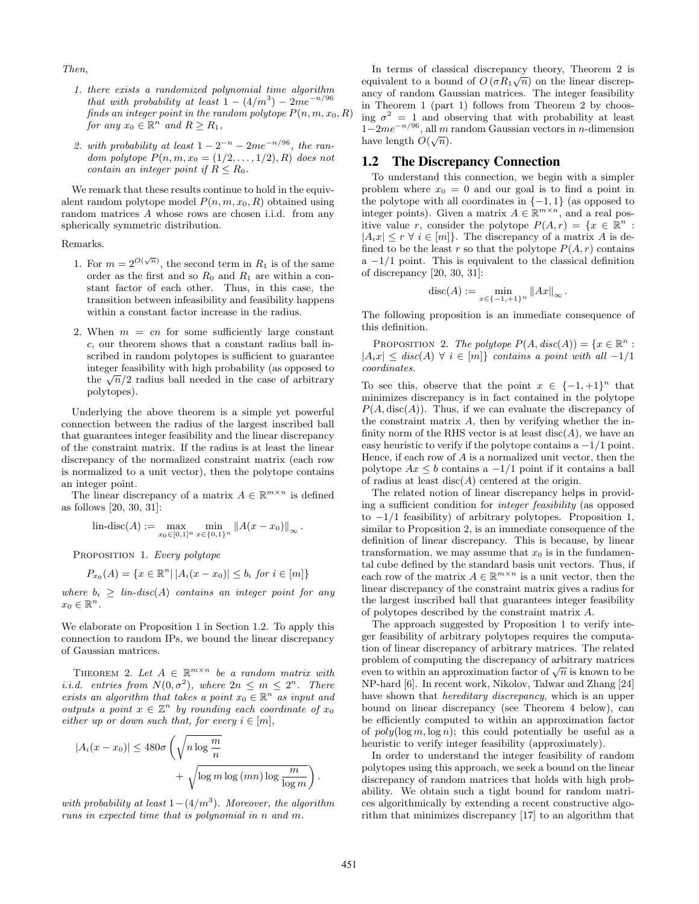*Then,*

1. *there exists a randomized polynomial time algorithm that with probability at least $1 - (4/m^3) - 2me^{-n/96}$ finds an integer point in the random polytope $P(n, m, x_0, R)$ for any $x_0 \in \mathbb{R}^n$ and $R \geq R_1$,*
2. *with probability at least $1 - 2^{-n} - 2me^{-n/96}$, the random polytope $P(n, m, x_0 = (1/2, \ldots, 1/2), R)$ does not contain an integer point if $R \leq R_0$.*

We remark that these results continue to hold in the equivalent random polytope model $P(n, m, x_0, R)$ obtained using random matrices $A$ whose rows are chosen i.i.d. from any spherically symmetric distribution.

Remarks.

1. For $m = 2^{O(\sqrt{n})}$, the second term in $R_1$ is of the same order as the first and so $R_0$ and $R_1$ are within a constant factor of each other. Thus, in this case, the transition between infeasibility and feasibility happens within a constant factor increase in the radius.
2. When $m = cn$ for some sufficiently large constant $c$, our theorem shows that a constant radius ball inscribed in random polytopes is sufficient to guarantee integer feasibility with high probability (as opposed to the $\sqrt{n}/2$ radius ball needed in the case of arbitrary polytopes).

Underlying the above theorem is a simple yet powerful connection between the radius of the largest inscribed ball that guarantees integer feasibility and the linear discrepancy of the constraint matrix. If the radius is at least the linear discrepancy of the normalized constraint matrix (each row is normalized to a unit vector), then the polytope contains an integer point.

The linear discrepancy of a matrix $A \in \mathbb{R}^{m \times n}$ is defined as follows [20, 30, 31]:

$$\text{lin-disc}(A) := \max_{x_0 \in [0,1]^n} \min_{x \in \{0,1\}^n} \|A(x - x_0)\|_\infty .$$

PROPOSITION 1. *Every polytope*

$$P_{x_0}(A) = \{x \in \mathbb{R}^n | \, |A_i(x - x_0)| \leq b_i \text{ for } i \in [m]\}$$

*where $b_i \geq$ lin-disc$(A)$ contains an integer point for any $x_0 \in \mathbb{R}^n$.*

We elaborate on Proposition 1 in Section 1.2. To apply this connection to random IPs, we bound the linear discrepancy of Gaussian matrices.

THEOREM 2. *Let $A \in \mathbb{R}^{m \times n}$ be a random matrix with i.i.d. entries from $N(0, \sigma^2)$, where $2n \leq m \leq 2^n$. There exists an algorithm that takes a point $x_0 \in \mathbb{R}^n$ as input and outputs a point $x \in \mathbb{Z}^n$ by rounding each coordinate of $x_0$ either up or down such that, for every $i \in [m]$,*

$$|A_i(x - x_0)| \leq 480\sigma \left( \sqrt{n \log \frac{m}{n}} + \sqrt{\log m \log (mn) \log \frac{m}{\log m}} \right).$$

*with probability at least $1 - (4/m^3)$. Moreover, the algorithm runs in expected time that is polynomial in $n$ and $m$.*

In terms of classical discrepancy theory, Theorem 2 is equivalent to a bound of $O(\sigma R_1 \sqrt{n})$ on the linear discrepancy of random Gaussian matrices. The integer feasibility in Theorem 1 (part 1) follows from Theorem 2 by choosing $\sigma^2 = 1$ and observing that with probability at least $1 - 2me^{-n/96}$, all $m$ random Gaussian vectors in $n$-dimension have length $O(\sqrt{n})$.

## 1.2 The Discrepancy Connection

To understand this connection, we begin with a simpler problem where $x_0 = 0$ and our goal is to find a point in the polytope with all coordinates in $\{-1, 1\}$ (as opposed to integer points). Given a matrix $A \in \mathbb{R}^{m \times n}$, and a real positive value $r$, consider the polytope $P(A, r) = \{x \in \mathbb{R}^n : |A_i x| \leq r \; \forall \; i \in [m]\}$. The discrepancy of a matrix $A$ is defined to be the least $r$ so that the polytope $P(A, r)$ contains a $-1/1$ point. This is equivalent to the classical definition of discrepancy [20, 30, 31]:

$$\text{disc}(A) := \min_{x \in \{-1,+1\}^n} \|Ax\|_\infty .$$

The following proposition is an immediate consequence of this definition.

PROPOSITION 2. *The polytope $P(A, disc(A)) = \{x \in \mathbb{R}^n : |A_i x| \leq disc(A) \; \forall \; i \in [m]\}$ contains a point with all $-1/1$ coordinates.*

To see this, observe that the point $x \in \{-1, +1\}^n$ that minimizes discrepancy is in fact contained in the polytope $P(A, \text{disc}(A))$. Thus, if we can evaluate the discrepancy of the constraint matrix $A$, then by verifying whether the infinity norm of the RHS vector is at least $\text{disc}(A)$, we have an easy heuristic to verify if the polytope contains a $-1/1$ point. Hence, if each row of $A$ is a normalized unit vector, then the polytope $Ax \leq b$ contains a $-1/1$ point if it contains a ball of radius at least $\text{disc}(A)$ centered at the origin.

The related notion of linear discrepancy helps in providing a sufficient condition for *integer feasibility* (as opposed to $-1/1$ feasibility) of arbitrary polytopes. Proposition 1, similar to Proposition 2, is an immediate consequence of the definition of linear discrepancy. This is because, by linear transformation, we may assume that $x_0$ is in the fundamental cube defined by the standard basis unit vectors. Thus, if each row of the matrix $A \in \mathbb{R}^{m \times n}$ is a unit vector, then the linear discrepancy of the constraint matrix gives a radius for the largest inscribed ball that guarantees integer feasibility of polytopes described by the constraint matrix $A$.

The approach suggested by Proposition 1 to verify integer feasibility of arbitrary polytopes requires the computation of linear discrepancy of arbitrary matrices. The related problem of computing the discrepancy of arbitrary matrices even to within an approximation factor of $\sqrt{n}$ is known to be NP-hard [6]. In recent work, Nikolov, Talwar and Zhang [24] have shown that *hereditary discrepancy*, which is an upper bound on linear discrepancy (see Theorem 4 below), can be efficiently computed to within an approximation factor of $poly(\log m, \log n)$; this could potentially be useful as a heuristic to verify integer feasibility (approximately).

In order to understand the integer feasibility of random polytopes using this approach, we seek a bound on the linear discrepancy of random matrices that holds with high probability. We obtain such a tight bound for random matrices algorithmically by extending a recent constructive algorithm that minimizes discrepancy [17] to an algorithm that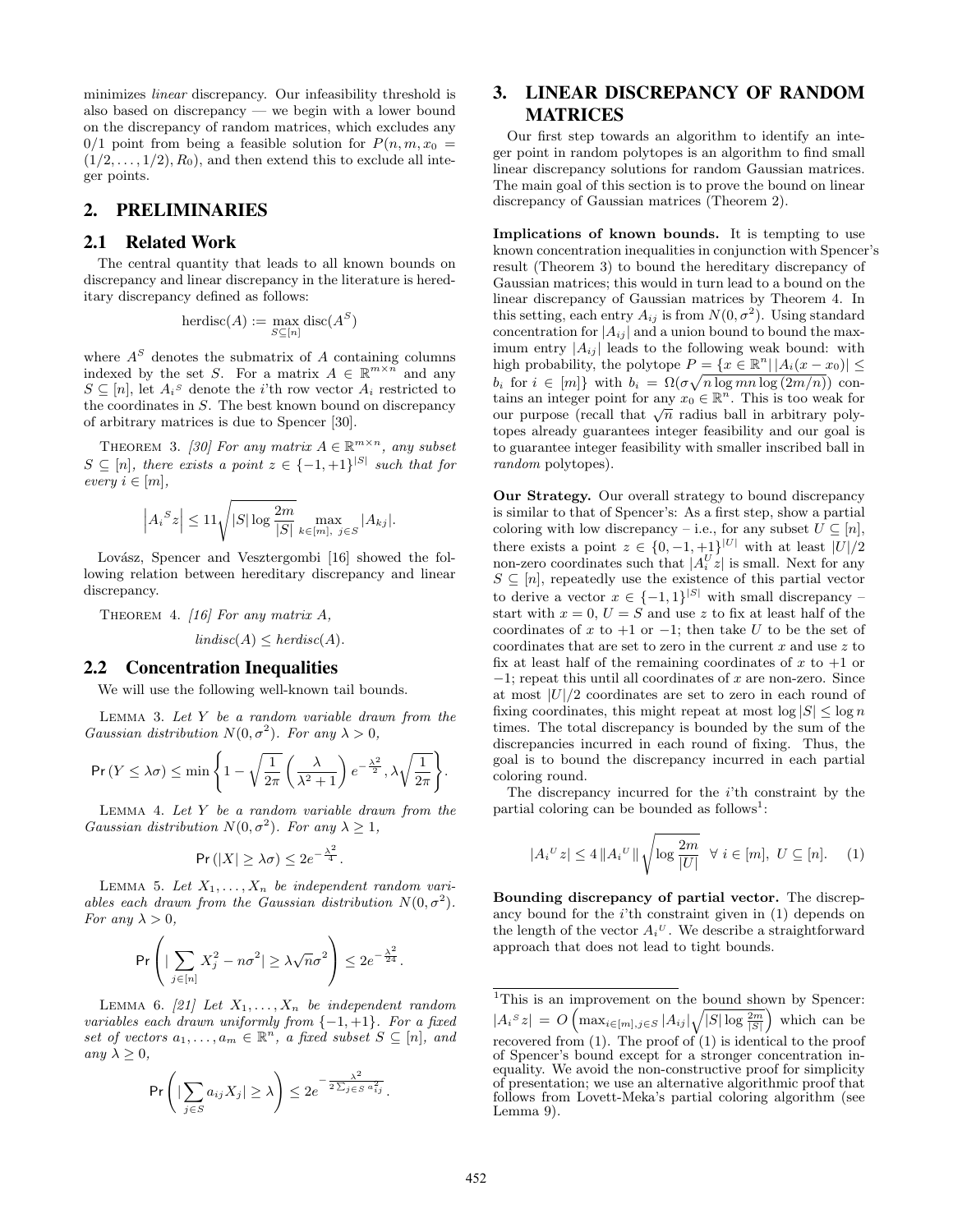minimizes *linear* discrepancy. Our infeasibility threshold is also based on discrepancy — we begin with a lower bound on the discrepancy of random matrices, which excludes any 0/1 point from being a feasible solution for $P(n, m, x_0 = (1/2, \ldots, 1/2), R_0)$, and then extend this to exclude all integer points.

## 2. PRELIMINARIES

### 2.1 Related Work

The central quantity that leads to all known bounds on discrepancy and linear discrepancy in the literature is hereditary discrepancy defined as follows:

$$\text{herdisc}(A) := \max_{S \subseteq [n]} \text{disc}(A^S)$$

where $A^S$ denotes the submatrix of $A$ containing columns indexed by the set $S$. For a matrix $A \in \mathbb{R}^{m \times n}$ and any $S \subseteq [n]$, let $A_i{}^S$ denote the $i$'th row vector $A_i$ restricted to the coordinates in $S$. The best known bound on discrepancy of arbitrary matrices is due to Spencer [30].

THEOREM 3. *[30] For any matrix $A \in \mathbb{R}^{m \times n}$, any subset $S \subseteq [n]$, there exists a point $z \in \{-1, +1\}^{|S|}$ such that for every $i \in [m]$,*

$$\left| A_i{}^S z \right| \leq 11 \sqrt{|S| \log \frac{2m}{|S|}} \max_{k \in [m],\ j \in S} |A_{kj}|.$$

Lovász, Spencer and Vesztergombi [16] showed the following relation between hereditary discrepancy and linear discrepancy.

THEOREM 4. *[16] For any matrix $A$,*

$$\textit{lindisc}(A) \leq \textit{herdisc}(A).$$

### 2.2 Concentration Inequalities

We will use the following well-known tail bounds.

LEMMA 3. *Let $Y$ be a random variable drawn from the Gaussian distribution $N(0, \sigma^2)$. For any $\lambda > 0$,*

$$\Pr(Y \leq \lambda\sigma) \leq \min\left\{1 - \sqrt{\frac{1}{2\pi}}\left(\frac{\lambda}{\lambda^2 + 1}\right)e^{-\frac{\lambda^2}{2}}, \lambda\sqrt{\frac{1}{2\pi}}\right\}.$$

LEMMA 4. *Let $Y$ be a random variable drawn from the Gaussian distribution $N(0, \sigma^2)$. For any $\lambda \geq 1$,*

$$\Pr(|X| \geq \lambda\sigma) \leq 2e^{-\frac{\lambda^2}{4}}.$$

LEMMA 5. *Let $X_1, \ldots, X_n$ be independent random variables each drawn from the Gaussian distribution $N(0, \sigma^2)$. For any $\lambda > 0$,*

$$\Pr\left(|\sum_{j \in [n]} X_j^2 - n\sigma^2| \geq \lambda\sqrt{n}\sigma^2\right) \leq 2e^{-\frac{\lambda^2}{24}}.$$

LEMMA 6. *[21] Let $X_1, \ldots, X_n$ be independent random variables each drawn uniformly from $\{-1, +1\}$. For a fixed set of vectors $a_1, \ldots, a_m \in \mathbb{R}^n$, a fixed subset $S \subseteq [n]$, and any $\lambda \geq 0$,*

$$\Pr\left(|\sum_{j \in S} a_{ij} X_j| \geq \lambda\right) \leq 2e^{-\frac{\lambda^2}{2\sum_{j \in S} a_{ij}^2}}.$$

## 3. LINEAR DISCREPANCY OF RANDOM MATRICES

Our first step towards an algorithm to identify an integer point in random polytopes is an algorithm to find small linear discrepancy solutions for random Gaussian matrices. The main goal of this section is to prove the bound on linear discrepancy of Gaussian matrices (Theorem 2).

**Implications of known bounds.** It is tempting to use known concentration inequalities in conjunction with Spencer's result (Theorem 3) to bound the hereditary discrepancy of Gaussian matrices; this would in turn lead to a bound on the linear discrepancy of Gaussian matrices by Theorem 4. In this setting, each entry $A_{ij}$ is from $N(0, \sigma^2)$. Using standard concentration for $|A_{ij}|$ and a union bound to bound the maximum entry $|A_{ij}|$ leads to the following weak bound: with high probability, the polytope $P = \{x \in \mathbb{R}^n | |A_i(x - x_0)| \leq b_i \text{ for } i \in [m]\}$ with $b_i = \Omega(\sigma\sqrt{n \log mn \log(2m/n)})$ contains an integer point for any $x_0 \in \mathbb{R}^n$. This is too weak for our purpose (recall that $\sqrt{n}$ radius ball in arbitrary polytopes already guarantees integer feasibility and our goal is to guarantee integer feasibility with smaller inscribed ball in *random* polytopes).

**Our Strategy.** Our overall strategy to bound discrepancy is similar to that of Spencer's: As a first step, show a partial coloring with low discrepancy – i.e., for any subset $U \subseteq [n]$, there exists a point $z \in \{0, -1, +1\}^{|U|}$ with at least $|U|/2$ non-zero coordinates such that $|A_i^U z|$ is small. Next for any $S \subseteq [n]$, repeatedly use the existence of this partial vector to derive a vector $x \in \{-1, 1\}^{|S|}$ with small discrepancy – start with $x = 0$, $U = S$ and use $z$ to fix at least half of the coordinates of $x$ to $+1$ or $-1$; then take $U$ to be the set of coordinates that are set to zero in the current $x$ and use $z$ to fix at least half of the remaining coordinates of $x$ to $+1$ or $-1$; repeat this until all coordinates of $x$ are non-zero. Since at most $|U|/2$ coordinates are set to zero in each round of fixing coordinates, this might repeat at most $\log |S| \leq \log n$ times. The total discrepancy is bounded by the sum of the discrepancies incurred in each round of fixing. Thus, the goal is to bound the discrepancy incurred in each partial coloring round.

The discrepancy incurred for the $i$'th constraint by the partial coloring can be bounded as follows[1]:

$$|A_i{}^U z| \leq 4 \|A_i{}^U\| \sqrt{\log \frac{2m}{|U|}} \quad \forall\ i \in [m],\ U \subseteq [n]. \tag{1}$$

**Bounding discrepancy of partial vector.** The discrepancy bound for the $i$'th constraint given in (1) depends on the length of the vector $A_i{}^U$. We describe a straightforward approach that does not lead to tight bounds.

---

[1]This is an improvement on the bound shown by Spencer: $|A_i{}^S z| = O\left(\max_{i \in [m], j \in S} |A_{ij}| \sqrt{|S| \log \frac{2m}{|S|}}\right)$ which can be recovered from (1). The proof of (1) is identical to the proof of Spencer's bound except for a stronger concentration inequality. We avoid the non-constructive proof for simplicity of presentation; we use an alternative algorithmic proof that follows from Lovett-Meka's partial coloring algorithm (see Lemma 9).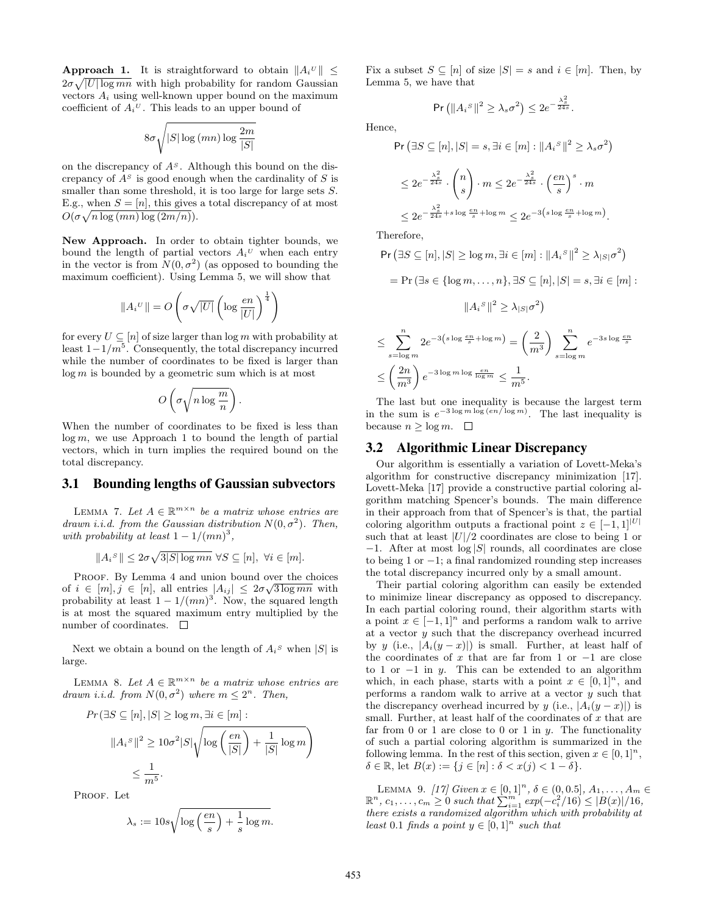**Approach 1.** It is straightforward to obtain $\|A_i{}^U\| \le 2\sigma\sqrt{|U|\log mn}$ with high probability for random Gaussian vectors $A_i$ using well-known upper bound on the maximum coefficient of $A_i{}^U$. This leads to an upper bound of

$$8\sigma\sqrt{|S|\log(mn)\log\frac{2m}{|S|}}$$

on the discrepancy of $A^S$. Although this bound on the discrepancy of $A^S$ is good enough when the cardinality of $S$ is smaller than some threshold, it is too large for large sets $S$. E.g., when $S = [n]$, this gives a total discrepancy of at most $O(\sigma\sqrt{n\log(mn)\log(2m/n)})$.

**New Approach.** In order to obtain tighter bounds, we bound the length of partial vectors $A_i{}^U$ when each entry in the vector is from $N(0,\sigma^2)$ (as opposed to bounding the maximum coefficient). Using Lemma 5, we will show that

$$\|A_i{}^U\| = O\left(\sigma\sqrt{|U|}\left(\log\frac{en}{|U|}\right)^{\frac{1}{4}}\right)$$

for every $U \subseteq [n]$ of size larger than $\log m$ with probability at least $1-1/m^5$. Consequently, the total discrepancy incurred while the number of coordinates to be fixed is larger than $\log m$ is bounded by a geometric sum which is at most

$$O\left(\sigma\sqrt{n\log\frac{m}{n}}\right).$$

When the number of coordinates to be fixed is less than $\log m$, we use Approach 1 to bound the length of partial vectors, which in turn implies the required bound on the total discrepancy.

## 3.1 Bounding lengths of Gaussian subvectors

Lemma 7. *Let $A \in \mathbb{R}^{m\times n}$ be a matrix whose entries are drawn i.i.d. from the Gaussian distribution $N(0,\sigma^2)$. Then, with probability at least $1-1/(mn)^3$,*

$$\|A_i{}^S\| \le 2\sigma\sqrt{3|S|\log mn}\ \forall S\subseteq[n],\ \forall i \in [m].$$

Proof. By Lemma 4 and union bound over the choices of $i \in [m], j \in [n]$, all entries $|A_{ij}| \le 2\sigma\sqrt{3\log mn}$ with probability at least $1-1/(mn)^3$. Now, the squared length is at most the squared maximum entry multiplied by the number of coordinates. □

Next we obtain a bound on the length of $A_i{}^S$ when $|S|$ is large.

Lemma 8. *Let $A \in \mathbb{R}^{m\times n}$ be a matrix whose entries are drawn i.i.d. from $N(0,\sigma^2)$ where $m \le 2^n$. Then,*

$$Pr\Bigg(\exists S\subseteq[n], |S|\ge\log m, \exists i\in[m]: \|A_i{}^S\|^2 \ge 10\sigma^2|S|\sqrt{\log\left(\frac{en}{|S|}\right)+\frac{1}{|S|}\log m}\Bigg) \le \frac{1}{m^5}.$$

Proof. Let

$$\lambda_s := 10s\sqrt{\log\left(\frac{en}{s}\right)+\frac{1}{s}\log m}.$$

Fix a subset $S \subseteq [n]$ of size $|S| = s$ and $i \in [m]$. Then, by Lemma 5, we have that

$$\Pr\left(\|A_i{}^S\|^2 \ge \lambda_s\sigma^2\right) \le 2e^{-\frac{\lambda_s^2}{24s}}.$$

Hence,

$$\begin{aligned}
&\Pr\left(\exists S\subseteq[n], |S|=s, \exists i\in[m]: \|A_i{}^S\|^2\ge\lambda_s\sigma^2\right)\\
&\le 2e^{-\frac{\lambda_s^2}{24s}}\cdot\binom{n}{s}\cdot m \le 2e^{-\frac{\lambda_s^2}{24s}}\cdot\left(\frac{en}{s}\right)^s\cdot m\\
&\le 2e^{-\frac{\lambda_s^2}{24s}+s\log\frac{en}{s}+\log m} \le 2e^{-3\left(s\log\frac{en}{s}+\log m\right)}.
\end{aligned}$$

Therefore,

$$\begin{aligned}
&\Pr\left(\exists S\subseteq[n], |S|\ge\log m, \exists i\in[m]: \|A_i{}^S\|^2\ge\lambda_{|S|}\sigma^2\right)\\
&= \Pr\big(\exists s\in\{\log m,\ldots,n\}, \exists S\subseteq[n], |S|=s, \exists i\in[m]:\\
&\qquad \|A_i{}^S\|^2\ge\lambda_{|S|}\sigma^2\big)\\
&\le \sum_{s=\log m}^{n} 2e^{-3\left(s\log\frac{en}{s}+\log m\right)} = \left(\frac{2}{m^3}\right)\sum_{s=\log m}^{n} e^{-3s\log\frac{en}{s}}\\
&\le \left(\frac{2n}{m^3}\right)e^{-3\log m\log\frac{en}{\log m}} \le \frac{1}{m^5}.
\end{aligned}$$

The last but one inequality is because the largest term in the sum is $e^{-3\log m\log(en/\log m)}$. The last inequality is because $n \ge \log m$. □

## 3.2 Algorithmic Linear Discrepancy

Our algorithm is essentially a variation of Lovett-Meka's algorithm for constructive discrepancy minimization [17]. Lovett-Meka [17] provide a constructive partial coloring algorithm matching Spencer's bounds. The main difference in their approach from that of Spencer's is that, the partial coloring algorithm outputs a fractional point $z \in [-1,1]^{|U|}$ such that at least $|U|/2$ coordinates are close to being 1 or $-1$. After at most $\log|S|$ rounds, all coordinates are close to being 1 or $-1$; a final randomized rounding step increases the total discrepancy incurred only by a small amount.

Their partial coloring algorithm can easily be extended to minimize linear discrepancy as opposed to discrepancy. In each partial coloring round, their algorithm starts with a point $x \in [-1,1]^n$ and performs a random walk to arrive at a vector $y$ such that the discrepancy overhead incurred by $y$ (i.e., $|A_i(y-x)|$) is small. Further, at least half of the coordinates of $x$ that are far from 1 or $-1$ are close to 1 or $-1$ in $y$. This can be extended to an algorithm which, in each phase, starts with a point $x \in [0,1]^n$, and performs a random walk to arrive at a vector $y$ such that the discrepancy overhead incurred by $y$ (i.e., $|A_i(y-x)|$) is small. Further, at least half of the coordinates of $x$ that are far from 0 or 1 are close to 0 or 1 in $y$. The functionality of such a partial coloring algorithm is summarized in the following lemma. In the rest of this section, given $x \in [0,1]^n$, $\delta \in \mathbb{R}$, let $B(x) := \{j \in [n] : \delta < x(j) < 1-\delta\}$.

Lemma 9. *[17] Given $x \in [0,1]^n$, $\delta \in (0,0.5]$, $A_1,\ldots,A_m \in \mathbb{R}^n$, $c_1,\ldots,c_m \ge 0$ such that $\sum_{i=1}^m exp(-c_i^2/16) \le |B(x)|/16$, there exists a randomized algorithm which with probability at least 0.1 finds a point $y \in [0,1]^n$ such that*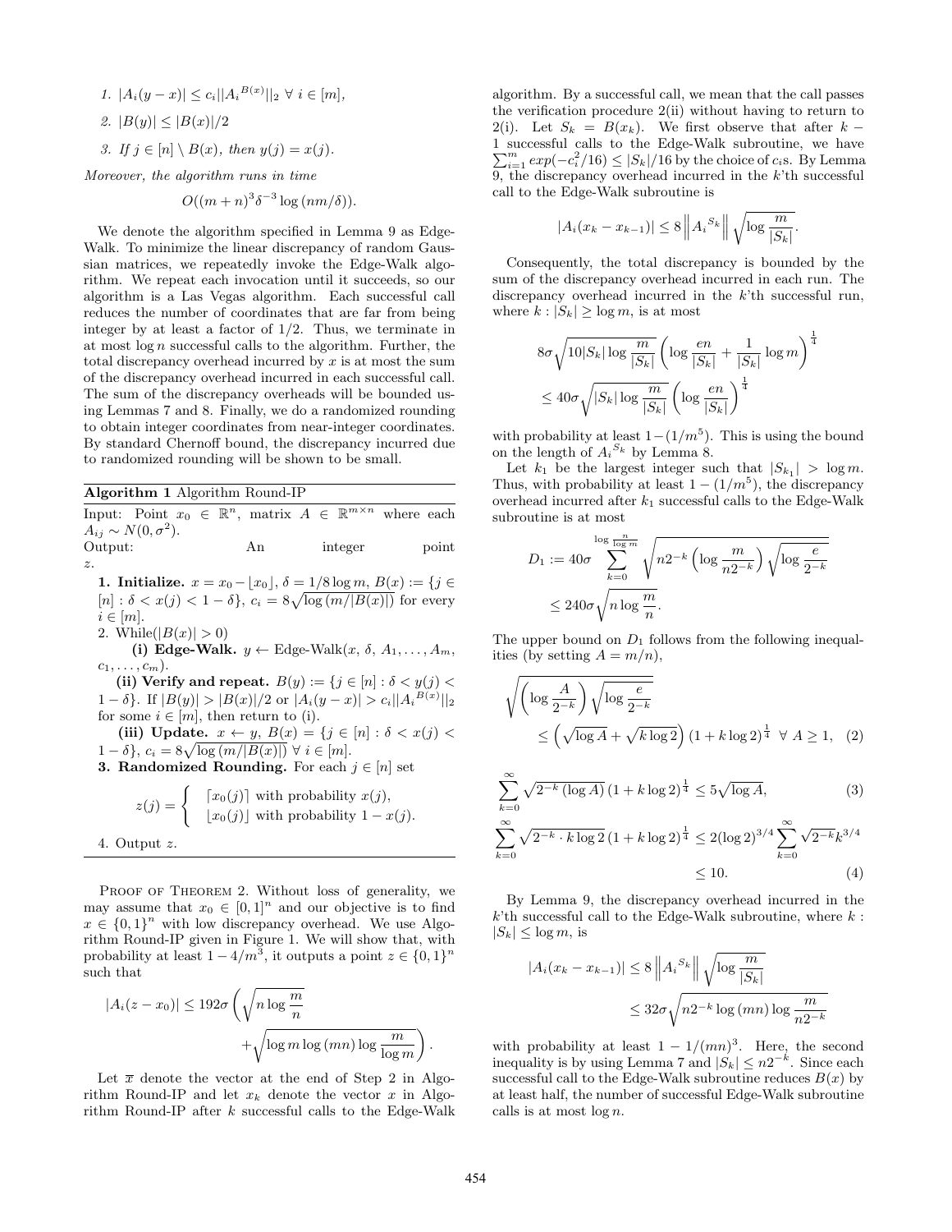1. $|A_i(y-x)| \le c_i ||A_i{}^{B(x)}||_2 \ \forall\ i \in [m]$,
2. $|B(y)| \le |B(x)|/2$
3. If $j \in [n] \setminus B(x)$, then $y(j) = x(j)$.

*Moreover, the algorithm runs in time*

$$O((m+n)^3 \delta^{-3} \log(nm/\delta)).$$

We denote the algorithm specified in Lemma 9 as Edge-Walk. To minimize the linear discrepancy of random Gaussian matrices, we repeatedly invoke the Edge-Walk algorithm. We repeat each invocation until it succeeds, so our algorithm is a Las Vegas algorithm. Each successful call reduces the number of coordinates that are far from being integer by at least a factor of 1/2. Thus, we terminate in at most $\log n$ successful calls to the algorithm. Further, the total discrepancy overhead incurred by $x$ is at most the sum of the discrepancy overhead incurred in each successful call. The sum of the discrepancy overheads will be bounded using Lemmas 7 and 8. Finally, we do a randomized rounding to obtain integer coordinates from near-integer coordinates. By standard Chernoff bound, the discrepancy incurred due to randomized rounding will be shown to be small.

---

**Algorithm 1** Algorithm Round-IP

---

Input: Point $x_0 \in \mathbb{R}^n$, matrix $A \in \mathbb{R}^{m\times n}$ where each $A_{ij} \sim N(0,\sigma^2)$.
Output: An integer point $z$.

**1. Initialize.** $x = x_0 - \lfloor x_0 \rfloor$, $\delta = 1/8 \log m$, $B(x) := \{j \in [n] : \delta < x(j) < 1-\delta\}$, $c_i = 8\sqrt{\log(m/|B(x)|)}$ for every $i \in [m]$.

2. While($|B(x)| > 0$)

  **(i) Edge-Walk.** $y \leftarrow$ Edge-Walk($x$, $\delta$, $A_1, \ldots, A_m$, $c_1, \ldots, c_m$).

  **(ii) Verify and repeat.** $B(y) := \{j \in [n] : \delta < y(j) < 1-\delta\}$. If $|B(y)| > |B(x)|/2$ or $|A_i(y-x)| > c_i||A_i{}^{B(x)}||_2$ for some $i \in [m]$, then return to (i).

  **(iii) Update.** $x \leftarrow y$, $B(x) = \{j \in [n] : \delta < x(j) < 1-\delta\}$, $c_i = 8\sqrt{\log(m/|B(x)|)}\ \forall\ i \in [m]$.

**3. Randomized Rounding.** For each $j \in [n]$ set

$$z(j) = \begin{cases} \lceil x_0(j) \rceil & \text{with probability } x(j), \\ \lfloor x_0(j) \rfloor & \text{with probability } 1-x(j). \end{cases}$$

4. Output $z$.

---

Proof of Theorem 2. Without loss of generality, we may assume that $x_0 \in [0,1]^n$ and our objective is to find $x \in \{0,1\}^n$ with low discrepancy overhead. We use Algorithm Round-IP given in Figure 1. We will show that, with probability at least $1 - 4/m^3$, it outputs a point $z \in \{0,1\}^n$ such that

$$|A_i(z-x_0)| \le 192\sigma\left(\sqrt{n\log\frac{m}{n}} + \sqrt{\log m \log(mn)\log\frac{m}{\log m}}\right).$$

Let $\overline{x}$ denote the vector at the end of Step 2 in Algorithm Round-IP and let $x_k$ denote the vector $x$ in Algorithm Round-IP after $k$ successful calls to the Edge-Walk algorithm. By a successful call, we mean that the call passes the verification procedure 2(ii) without having to return to 2(i). Let $S_k = B(x_k)$. We first observe that after $k-1$ successful calls to the Edge-Walk subroutine, we have $\sum_{i=1}^m exp(-c_i^2/16) \le |S_k|/16$ by the choice of $c_i$s. By Lemma 9, the discrepancy overhead incurred in the $k$'th successful call to the Edge-Walk subroutine is

$$|A_i(x_k - x_{k-1})| \le 8\left\|A_i{}^{S_k}\right\|\sqrt{\log\frac{m}{|S_k|}}.$$

Consequently, the total discrepancy is bounded by the sum of the discrepancy overhead incurred in each run. The discrepancy overhead incurred in the $k$'th successful run, where $k : |S_k| \ge \log m$, is at most

$$8\sigma\sqrt{10|S_k|\log\frac{m}{|S_k|}}\left(\log\frac{en}{|S_k|} + \frac{1}{|S_k|}\log m\right)^{\frac{1}{4}}$$
$$\le 40\sigma\sqrt{|S_k|\log\frac{m}{|S_k|}}\left(\log\frac{en}{|S_k|}\right)^{\frac{1}{4}}$$

with probability at least $1-(1/m^5)$. This is using the bound on the length of $A_i{}^{S_k}$ by Lemma 8.

Let $k_1$ be the largest integer such that $|S_{k_1}| > \log m$. Thus, with probability at least $1-(1/m^5)$, the discrepancy overhead incurred after $k_1$ successful calls to the Edge-Walk subroutine is at most

$$D_1 := 40\sigma\sum_{k=0}^{\log\frac{n}{\log m}}\sqrt{n2^{-k}\left(\log\frac{m}{n2^{-k}}\right)\sqrt{\log\frac{e}{2^{-k}}}}$$
$$\le 240\sigma\sqrt{n\log\frac{m}{n}}.$$

The upper bound on $D_1$ follows from the following inequalities (by setting $A = m/n$),

$$\sqrt{\left(\log\frac{A}{2^{-k}}\right)\sqrt{\log\frac{e}{2^{-k}}}} \le \left(\sqrt{\log A} + \sqrt{k\log 2}\right)(1+k\log 2)^{\frac{1}{4}}\ \ \forall\ A \ge 1, \quad (2)$$

$$\sum_{k=0}^{\infty}\sqrt{2^{-k}(\log A)}\,(1+k\log 2)^{\frac{1}{4}} \le 5\sqrt{\log A}, \quad (3)$$

$$\sum_{k=0}^{\infty}\sqrt{2^{-k}\cdot k\log 2}\,(1+k\log 2)^{\frac{1}{4}} \le 2(\log 2)^{3/4}\sum_{k=0}^{\infty}\sqrt{2^{-k}}k^{3/4} \le 10. \quad (4)$$

By Lemma 9, the discrepancy overhead incurred in the $k$'th successful call to the Edge-Walk subroutine, where $k : |S_k| \le \log m$, is

$$|A_i(x_k - x_{k-1})| \le 8\left\|A_i{}^{S_k}\right\|\sqrt{\log\frac{m}{|S_k|}}$$
$$\le 32\sigma\sqrt{n2^{-k}\log(mn)\log\frac{m}{n2^{-k}}}$$

with probability at least $1 - 1/(mn)^3$. Here, the second inequality is by using Lemma 7 and $|S_k| \le n2^{-k}$. Since each successful call to the Edge-Walk subroutine reduces $B(x)$ by at least half, the number of successful Edge-Walk subroutine calls is at most $\log n$.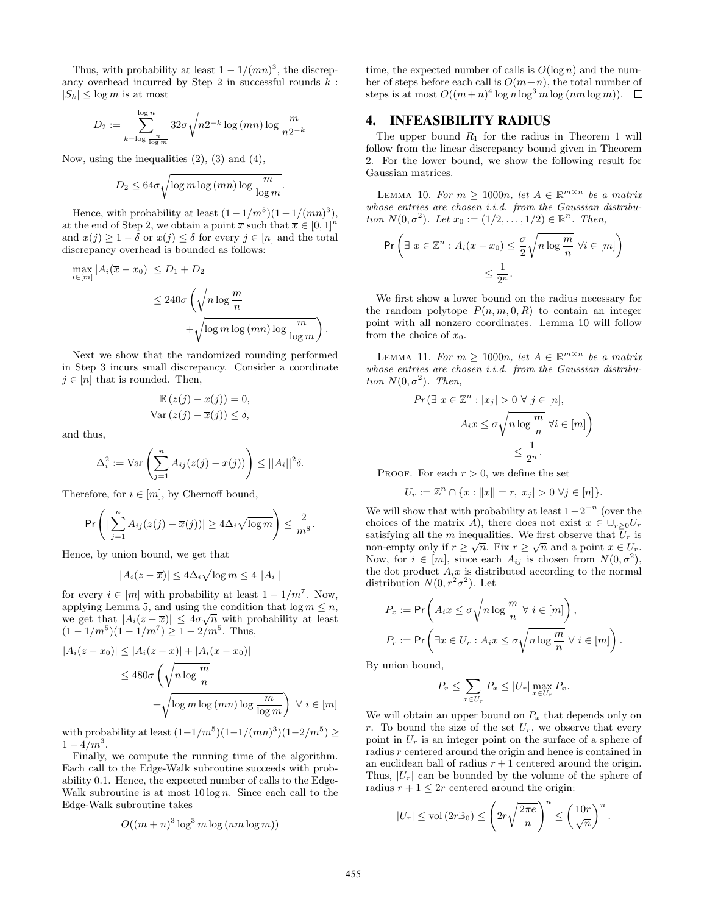Thus, with probability at least $1 - 1/(mn)^3$, the discrepancy overhead incurred by Step 2 in successful rounds $k : |S_k| \leq \log m$ is at most

$$D_2 := \sum_{k=\log \frac{n}{\log m}}^{\log n} 32\sigma \sqrt{n 2^{-k} \log(mn) \log \frac{m}{n 2^{-k}}}$$

Now, using the inequalities (2), (3) and (4),

$$D_2 \leq 64\sigma \sqrt{\log m \log(mn) \log \frac{m}{\log m}}.$$

Hence, with probability at least $(1-1/m^5)(1-1/(mn)^3)$, at the end of Step 2, we obtain a point $\overline{x}$ such that $\overline{x} \in [0,1]^n$ and $\overline{x}(j) \geq 1 - \delta$ or $\overline{x}(j) \leq \delta$ for every $j \in [n]$ and the total discrepancy overhead is bounded as follows:

$$\begin{aligned}\max_{i \in [m]} |A_i(\overline{x} - x_0)| &\leq D_1 + D_2 \\ &\leq 240\sigma \left( \sqrt{n \log \frac{m}{n}} + \sqrt{\log m \log(mn) \log \frac{m}{\log m}} \right).\end{aligned}$$

Next we show that the randomized rounding performed in Step 3 incurs small discrepancy. Consider a coordinate $j \in [n]$ that is rounded. Then,

$$\mathbb{E}\left(z(j) - \overline{x}(j)\right) = 0,$$
$$\text{Var}\left(z(j) - \overline{x}(j)\right) \leq \delta,$$

and thus,

$$\Delta_i^2 := \text{Var}\left(\sum_{j=1}^n A_{ij}(z(j) - \overline{x}(j))\right) \leq ||A_i||^2 \delta.$$

Therefore, for $i \in [m]$, by Chernoff bound,

$$\Pr\left(|\sum_{j=1}^n A_{ij}(z(j) - \overline{x}(j))| \geq 4\Delta_i \sqrt{\log m}\right) \leq \frac{2}{m^8}.$$

Hence, by union bound, we get that

$$|A_i(z - \overline{x})| \leq 4\Delta_i \sqrt{\log m} \leq 4\|A_i\|$$

for every $i \in [m]$ with probability at least $1 - 1/m^7$. Now, applying Lemma 5, and using the condition that $\log m \leq n$, we get that $|A_i(z - \overline{x})| \leq 4\sigma\sqrt{n}$ with probability at least $(1 - 1/m^5)(1 - 1/m^7) \geq 1 - 2/m^5$. Thus,

$$\begin{aligned}|A_i(z - x_0)| &\leq |A_i(z - \overline{x})| + |A_i(\overline{x} - x_0)| \\ &\leq 480\sigma \left( \sqrt{n \log \frac{m}{n}} + \sqrt{\log m \log(mn) \log \frac{m}{\log m}} \right) \ \forall\, i \in [m]\end{aligned}$$

with probability at least $(1-1/m^5)(1-1/(mn)^3)(1-2/m^5) \geq 1 - 4/m^3$.

Finally, we compute the running time of the algorithm. Each call to the Edge-Walk subroutine succeeds with probability 0.1. Hence, the expected number of calls to the Edge-Walk subroutine is at most $10 \log n$. Since each call to the Edge-Walk subroutine takes

$$O((m+n)^3 \log^3 m \log(nm \log m))$$

time, the expected number of calls is $O(\log n)$ and the number of steps before each call is $O(m+n)$, the total number of steps is at most $O((m+n)^4 \log n \log^3 m \log(nm \log m))$. $\square$

## 4. INFEASIBILITY RADIUS

The upper bound $R_1$ for the radius in Theorem 1 will follow from the linear discrepancy bound given in Theorem 2. For the lower bound, we show the following result for Gaussian matrices.

LEMMA 10. *For $m \geq 1000n$, let $A \in \mathbb{R}^{m \times n}$ be a matrix whose entries are chosen i.i.d. from the Gaussian distribution $N(0, \sigma^2)$. Let $x_0 := (1/2, \ldots, 1/2) \in \mathbb{R}^n$. Then,*

$$\Pr\left(\exists\ x \in \mathbb{Z}^n : A_i(x - x_0) \leq \frac{\sigma}{2}\sqrt{n \log \frac{m}{n}}\ \forall i \in [m]\right) \leq \frac{1}{2^n}.$$

We first show a lower bound on the radius necessary for the random polytope $P(n, m, 0, R)$ to contain an integer point with all nonzero coordinates. Lemma 10 will follow from the choice of $x_0$.

LEMMA 11. *For $m \geq 1000n$, let $A \in \mathbb{R}^{m \times n}$ be a matrix whose entries are chosen i.i.d. from the Gaussian distribution $N(0, \sigma^2)$. Then,*

$$Pr\left(\exists\ x \in \mathbb{Z}^n : |x_j| > 0\ \forall\ j \in [n],\ A_i x \leq \sigma\sqrt{n \log \frac{m}{n}}\ \forall i \in [m]\right) \leq \frac{1}{2^n}.$$

PROOF. For each $r > 0$, we define the set

$$U_r := \mathbb{Z}^n \cap \{x : \|x\| = r, |x_j| > 0\ \forall j \in [n]\}.$$

We will show that with probability at least $1 - 2^{-n}$ (over the choices of the matrix $A$), there does not exist $x \in \cup_{r \geq 0} U_r$ satisfying all the $m$ inequalities. We first observe that $U_r$ is non-empty only if $r \geq \sqrt{n}$. Fix $r \geq \sqrt{n}$ and a point $x \in U_r$. Now, for $i \in [m]$, since each $A_{ij}$ is chosen from $N(0, \sigma^2)$, the dot product $A_i x$ is distributed according to the normal distribution $N(0, r^2\sigma^2)$. Let

$$P_x := \Pr\left(A_i x \leq \sigma\sqrt{n \log \frac{m}{n}}\ \forall\ i \in [m]\right),$$
$$P_r := \Pr\left(\exists x \in U_r : A_i x \leq \sigma\sqrt{n \log \frac{m}{n}}\ \forall\ i \in [m]\right).$$

By union bound,

$$P_r \leq \sum_{x \in U_r} P_x \leq |U_r| \max_{x \in U_r} P_x.$$

We will obtain an upper bound on $P_x$ that depends only on $r$. To bound the size of the set $U_r$, we observe that every point in $U_r$ is an integer point on the surface of a sphere of radius $r$ centered around the origin and hence is contained in an euclidean ball of radius $r+1$ centered around the origin. Thus, $|U_r|$ can be bounded by the volume of the sphere of radius $r + 1 \leq 2r$ centered around the origin:

$$|U_r| \leq \text{vol}(2r\mathbb{B}_0) \leq \left(2r\sqrt{\frac{2\pi e}{n}}\right)^n \leq \left(\frac{10r}{\sqrt{n}}\right)^n.$$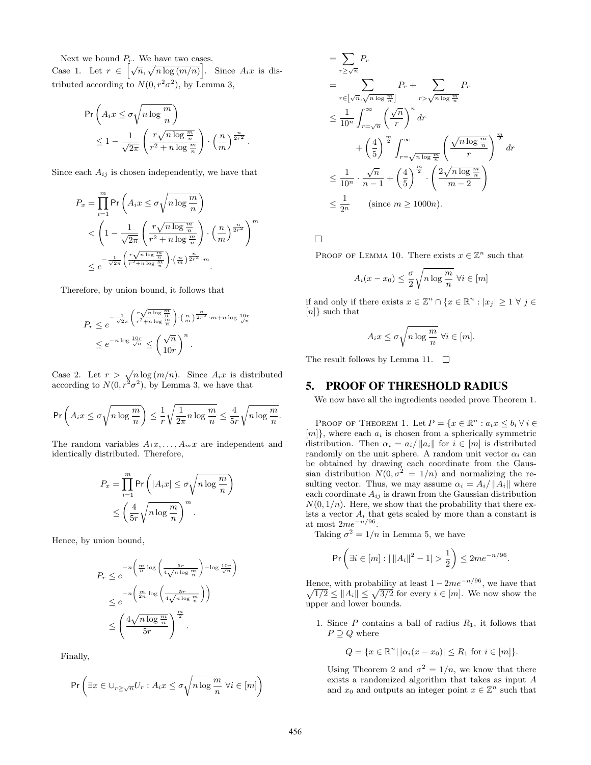Next we bound $P_r$. We have two cases.

Case 1. Let $r \in \left[\sqrt{n}, \sqrt{n\log(m/n)}\right]$. Since $A_i x$ is distributed according to $N(0, r^2\sigma^2)$, by Lemma 3,

$$\Pr\left(A_i x \leq \sigma\sqrt{n\log\frac{m}{n}}\right) \leq 1 - \frac{1}{\sqrt{2\pi}}\left(\frac{r\sqrt{n\log\frac{m}{n}}}{r^2 + n\log\frac{m}{n}}\right)\cdot\left(\frac{n}{m}\right)^{\frac{n}{2r^2}}.$$

Since each $A_{ij}$ is chosen independently, we have that

$$\begin{aligned}
P_x &= \prod_{i=1}^{m}\Pr\left(A_i x \leq \sigma\sqrt{n\log\frac{m}{n}}\right) \\
&< \left(1 - \frac{1}{\sqrt{2\pi}}\left(\frac{r\sqrt{n\log\frac{m}{n}}}{r^2 + n\log\frac{m}{n}}\right)\cdot\left(\frac{n}{m}\right)^{\frac{n}{2r^2}}\right)^m \\
&\leq e^{-\frac{1}{\sqrt{2\pi}}\left(\frac{r\sqrt{n\log\frac{m}{n}}}{r^2+n\log\frac{m}{n}}\right)\cdot\left(\frac{n}{m}\right)^{\frac{n}{2r^2}}\cdot m}.
\end{aligned}$$

Therefore, by union bound, it follows that

$$\begin{aligned}
P_r &\leq e^{-\frac{1}{\sqrt{2\pi}}\left(\frac{r\sqrt{n\log\frac{m}{n}}}{r^2+n\log\frac{m}{n}}\right)\cdot\left(\frac{n}{m}\right)^{\frac{n}{2r^2}}\cdot m + n\log\frac{10r}{\sqrt{n}}} \\
&\leq e^{-n\log\frac{10r}{\sqrt{n}}} \leq \left(\frac{\sqrt{n}}{10r}\right)^n.
\end{aligned}$$

Case 2. Let $r > \sqrt{n\log(m/n)}$. Since $A_i x$ is distributed according to $N(0, r^2\sigma^2)$, by Lemma 3, we have that

$$\Pr\left(A_i x \leq \sigma\sqrt{n\log\frac{m}{n}}\right) \leq \frac{1}{r}\sqrt{\frac{1}{2\pi}n\log\frac{m}{n}} \leq \frac{4}{5r}\sqrt{n\log\frac{m}{n}}.$$

The random variables $A_1x, \ldots, A_mx$ are independent and identically distributed. Therefore,

$$\begin{aligned}
P_x &= \prod_{i=1}^{m}\Pr\left(|A_i x| \leq \sigma\sqrt{n\log\frac{m}{n}}\right) \\
&\leq \left(\frac{4}{5r}\sqrt{n\log\frac{m}{n}}\right)^m.
\end{aligned}$$

Hence, by union bound,

$$\begin{aligned}
P_r &\leq e^{-n\left(\frac{m}{n}\log\left(\frac{5r}{4\sqrt{n\log\frac{m}{n}}}\right) - \log\frac{10r}{\sqrt{n}}\right)} \\
&\leq e^{-n\left(\frac{m}{2n}\log\left(\frac{5r}{4\sqrt{n\log\frac{m}{n}}}\right)\right)} \\
&\leq \left(\frac{4\sqrt{n\log\frac{m}{n}}}{5r}\right)^{\frac{m}{2}}.
\end{aligned}$$

Finally,

$$\begin{aligned}
&\Pr\left(\exists x \in \cup_{r\geq\sqrt{n}}U_r : A_i x \leq \sigma\sqrt{n\log\frac{m}{n}}\ \forall i \in [m]\right) \\
&= \sum_{r\geq\sqrt{n}} P_r \\
&= \sum_{r\in\left[\sqrt{n},\sqrt{n\log\frac{m}{n}}\right]} P_r + \sum_{r>\sqrt{n\log\frac{m}{n}}} P_r \\
&\leq \frac{1}{10^n}\int_{r=\sqrt{n}}^{\infty}\left(\frac{\sqrt{n}}{r}\right)^n dr \\
&\quad + \left(\frac{4}{5}\right)^{\frac{m}{2}}\int_{r=\sqrt{n\log\frac{m}{n}}}^{\infty}\left(\frac{\sqrt{n\log\frac{m}{n}}}{r}\right)^{\frac{m}{2}} dr \\
&\leq \frac{1}{10^n}\cdot\frac{\sqrt{n}}{n-1} + \left(\frac{4}{5}\right)^{\frac{m}{2}}\cdot\left(\frac{2\sqrt{n\log\frac{m}{n}}}{m-2}\right) \\
&\leq \frac{1}{2^n} \qquad \text{(since } m \geq 1000n\text{)}.
\end{aligned}$$

□

Proof of Lemma 10. There exists $x \in \mathbb{Z}^n$ such that

$$A_i(x - x_0) \leq \frac{\sigma}{2}\sqrt{n\log\frac{m}{n}}\ \forall i \in [m]$$

if and only if there exists $x \in \mathbb{Z}^n \cap \{x \in \mathbb{R}^n : |x_j| \geq 1\ \forall\ j \in [n]\}$ such that

$$A_i x \leq \sigma\sqrt{n\log\frac{m}{n}}\ \forall i \in [m].$$

The result follows by Lemma 11. □

## 5. PROOF OF THRESHOLD RADIUS

We now have all the ingredients needed prove Theorem 1.

Proof of Theorem 1. Let $P = \{x \in \mathbb{R}^n : a_i x \leq b_i\ \forall\ i \in [m]\}$, where each $a_i$ is chosen from a spherically symmetric distribution. Then $\alpha_i = a_i/\|a_i\|$ for $i \in [m]$ is distributed randomly on the unit sphere. A random unit vector $\alpha_i$ can be obtained by drawing each coordinate from the Gaussian distribution $N(0, \sigma^2 = 1/n)$ and normalizing the resulting vector. Thus, we may assume $\alpha_i = A_i/\|A_i\|$ where each coordinate $A_{ij}$ is drawn from the Gaussian distribution $N(0, 1/n)$. Here, we show that the probability that there exists a vector $A_i$ that gets scaled by more than a constant is at most $2me^{-n/96}$.

Taking $\sigma^2 = 1/n$ in Lemma 5, we have

$$\Pr\left(\exists i \in [m] : |\,\|A_i\|^2 - 1| > \frac{1}{2}\right) \leq 2me^{-n/96}.$$

Hence, with probability at least $1 - 2me^{-n/96}$, we have that $\sqrt{1/2} \leq \|A_i\| \leq \sqrt{3/2}$ for every $i \in [m]$. We now show the upper and lower bounds.

1. Since $P$ contains a ball of radius $R_1$, it follows that $P \supseteq Q$ where

   $$Q = \{x \in \mathbb{R}^n |\, |\alpha_i(x - x_0)| \leq R_1 \text{ for } i \in [m]\}.$$

   Using Theorem 2 and $\sigma^2 = 1/n$, we know that there exists a randomized algorithm that takes as input $A$ and $x_0$ and outputs an integer point $x \in \mathbb{Z}^n$ such that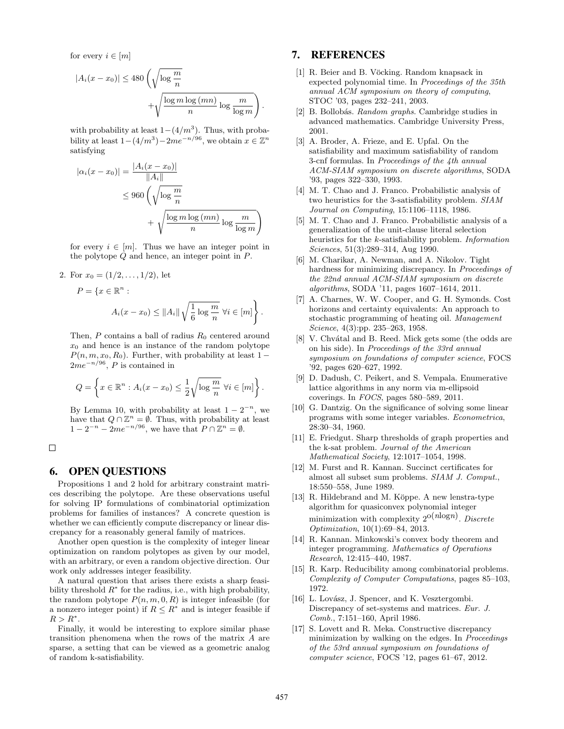for every $i \in [m]$

$$|A_i(x - x_0)| \leq 480 \left( \sqrt{\log \frac{m}{n}} + \sqrt{\frac{\log m \log (mn)}{n}} \log \frac{m}{\log m} \right).$$

with probability at least $1-(4/m^3)$. Thus, with probability at least $1-(4/m^3)-2me^{-n/96}$, we obtain $x \in \mathbb{Z}^n$ satisfying

$$\begin{aligned} |\alpha_i(x - x_0)| &= \frac{|A_i(x - x_0)|}{\|A_i\|} \\ &\leq 960 \left( \sqrt{\log \frac{m}{n}} + \sqrt{\frac{\log m \log (mn)}{n}} \log \frac{m}{\log m} \right) \end{aligned}$$

for every $i \in [m]$. Thus we have an integer point in the polytope $Q$ and hence, an integer point in $P$.

2. For $x_0 = (1/2, \ldots, 1/2)$, let

$$P = \left\{ x \in \mathbb{R}^n : A_i(x - x_0) \leq \|A_i\| \sqrt{\frac{1}{6} \log \frac{m}{n}} \; \forall i \in [m] \right\}.$$

Then, $P$ contains a ball of radius $R_0$ centered around $x_0$ and hence is an instance of the random polytope $P(n, m, x_0, R_0)$. Further, with probability at least $1 - 2me^{-n/96}$, $P$ is contained in

$$Q = \left\{ x \in \mathbb{R}^n : A_i(x - x_0) \leq \frac{1}{2} \sqrt{\log \frac{m}{n}} \; \forall i \in [m] \right\}.$$

By Lemma 10, with probability at least $1 - 2^{-n}$, we have that $Q \cap \mathbb{Z}^n = \emptyset$. Thus, with probability at least $1 - 2^{-n} - 2me^{-n/96}$, we have that $P \cap \mathbb{Z}^n = \emptyset$.

□

## 6. OPEN QUESTIONS

Propositions 1 and 2 hold for arbitrary constraint matrices describing the polytope. Are these observations useful for solving IP formulations of combinatorial optimization problems for families of instances? A concrete question is whether we can efficiently compute discrepancy or linear discrepancy for a reasonably general family of matrices.

Another open question is the complexity of integer linear optimization on random polytopes as given by our model, with an arbitrary, or even a random objective direction. Our work only addresses integer feasibility.

A natural question that arises there exists a sharp feasibility threshold $R^*$ for the radius, i.e., with high probability, the random polytope $P(n, m, 0, R)$ is integer infeasible (for a nonzero integer point) if $R \leq R^*$ and is integer feasible if $R > R^*$.

Finally, it would be interesting to explore similar phase transition phenomena when the rows of the matrix $A$ are sparse, a setting that can be viewed as a geometric analog of random k-satisfiability.

## 7. REFERENCES

[1] R. Beier and B. Vöcking. Random knapsack in expected polynomial time. In *Proceedings of the 35th annual ACM symposium on theory of computing*, STOC '03, pages 232–241, 2003.

[2] B. Bollobás. *Random graphs*. Cambridge studies in advanced mathematics. Cambridge University Press, 2001.

[3] A. Broder, A. Frieze, and E. Upfal. On the satisfiability and maximum satisfiability of random 3-cnf formulas. In *Proceedings of the 4th annual ACM-SIAM symposium on discrete algorithms*, SODA '93, pages 322–330, 1993.

[4] M. T. Chao and J. Franco. Probabilistic analysis of two heuristics for the 3-satisfiability problem. *SIAM Journal on Computing*, 15:1106–1118, 1986.

[5] M. T. Chao and J. Franco. Probabilistic analysis of a generalization of the unit-clause literal selection heuristics for the k-satisfiability problem. *Information Sciences*, 51(3):289–314, Aug 1990.

[6] M. Charikar, A. Newman, and A. Nikolov. Tight hardness for minimizing discrepancy. In *Proceedings of the 22nd annual ACM-SIAM symposium on discrete algorithms*, SODA '11, pages 1607–1614, 2011.

[7] A. Charnes, W. W. Cooper, and G. H. Symonds. Cost horizons and certainty equivalents: An approach to stochastic programming of heating oil. *Management Science*, 4(3):pp. 235–263, 1958.

[8] V. Chvátal and B. Reed. Mick gets some (the odds are on his side). In *Proceedings of the 33rd annual symposium on foundations of computer science*, FOCS '92, pages 620–627, 1992.

[9] D. Dadush, C. Peikert, and S. Vempala. Enumerative lattice algorithms in any norm via m-ellipsoid coverings. In *FOCS*, pages 580–589, 2011.

[10] G. Dantzig. On the significance of solving some linear programs with some integer variables. *Econometrica*, 28:30–34, 1960.

[11] E. Friedgut. Sharp thresholds of graph properties and the k-sat problem. *Journal of the American Mathematical Society*, 12:1017–1054, 1998.

[12] M. Furst and R. Kannan. Succinct certificates for almost all subset sum problems. *SIAM J. Comput.*, 18:550–558, June 1989.

[13] R. Hildebrand and M. Köppe. A new lenstra-type algorithm for quasiconvex polynomial integer minimization with complexity $2^{O(n \log n)}$. *Discrete Optimization*, 10(1):69–84, 2013.

[14] R. Kannan. Minkowski's convex body theorem and integer programming. *Mathematics of Operations Research*, 12:415–440, 1987.

[15] R. Karp. Reducibility among combinatorial problems. *Complexity of Computer Computations*, pages 85–103, 1972.

[16] L. Lovász, J. Spencer, and K. Vesztergombi. Discrepancy of set-systems and matrices. *Eur. J. Comb.*, 7:151–160, April 1986.

[17] S. Lovett and R. Meka. Constructive discrepancy minimization by walking on the edges. In *Proceedings of the 53rd annual symposium on foundations of computer science*, FOCS '12, pages 61–67, 2012.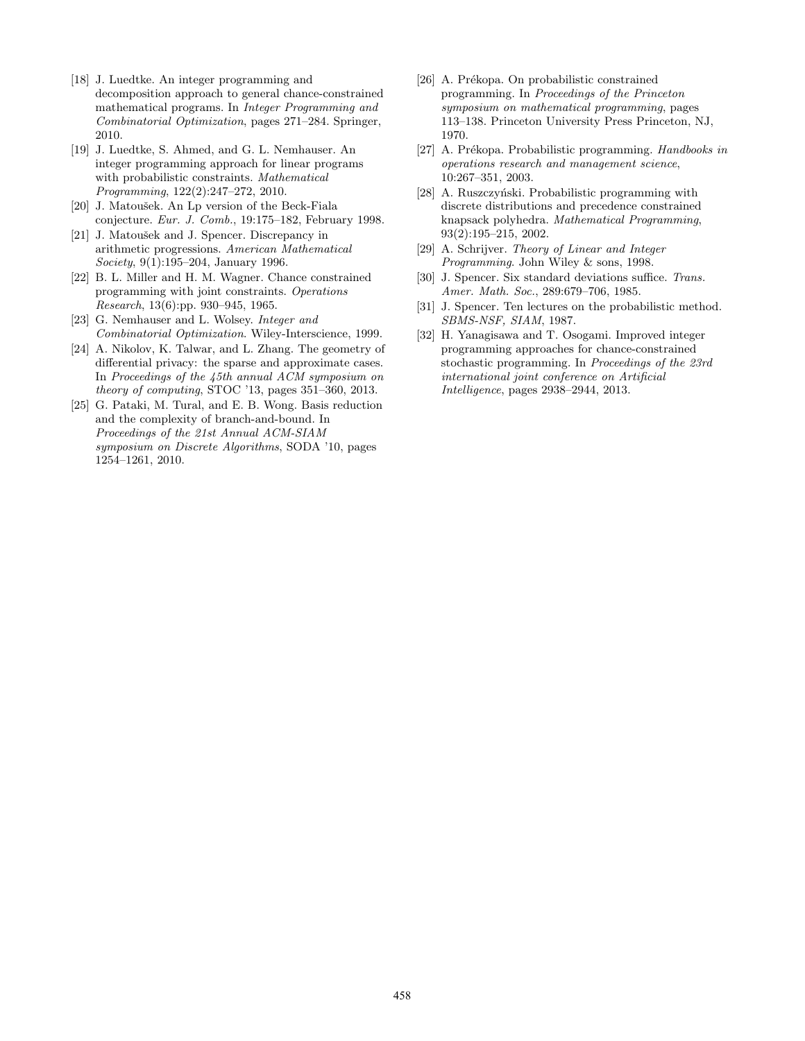[18] J. Luedtke. An integer programming and decomposition approach to general chance-constrained mathematical programs. In *Integer Programming and Combinatorial Optimization*, pages 271–284. Springer, 2010.

[19] J. Luedtke, S. Ahmed, and G. L. Nemhauser. An integer programming approach for linear programs with probabilistic constraints. *Mathematical Programming*, 122(2):247–272, 2010.

[20] J. Matoušek. An Lp version of the Beck-Fiala conjecture. *Eur. J. Comb.*, 19:175–182, February 1998.

[21] J. Matoušek and J. Spencer. Discrepancy in arithmetic progressions. *American Mathematical Society*, 9(1):195–204, January 1996.

[22] B. L. Miller and H. M. Wagner. Chance constrained programming with joint constraints. *Operations Research*, 13(6):pp. 930–945, 1965.

[23] G. Nemhauser and L. Wolsey. *Integer and Combinatorial Optimization*. Wiley-Interscience, 1999.

[24] A. Nikolov, K. Talwar, and L. Zhang. The geometry of differential privacy: the sparse and approximate cases. In *Proceedings of the 45th annual ACM symposium on theory of computing*, STOC '13, pages 351–360, 2013.

[25] G. Pataki, M. Tural, and E. B. Wong. Basis reduction and the complexity of branch-and-bound. In *Proceedings of the 21st Annual ACM-SIAM symposium on Discrete Algorithms*, SODA '10, pages 1254–1261, 2010.

[26] A. Prékopa. On probabilistic constrained programming. In *Proceedings of the Princeton symposium on mathematical programming*, pages 113–138. Princeton University Press Princeton, NJ, 1970.

[27] A. Prékopa. Probabilistic programming. *Handbooks in operations research and management science*, 10:267–351, 2003.

[28] A. Ruszczyński. Probabilistic programming with discrete distributions and precedence constrained knapsack polyhedra. *Mathematical Programming*, 93(2):195–215, 2002.

[29] A. Schrijver. *Theory of Linear and Integer Programming*. John Wiley & sons, 1998.

[30] J. Spencer. Six standard deviations suffice. *Trans. Amer. Math. Soc.*, 289:679–706, 1985.

[31] J. Spencer. Ten lectures on the probabilistic method. *SBMS-NSF, SIAM*, 1987.

[32] H. Yanagisawa and T. Osogami. Improved integer programming approaches for chance-constrained stochastic programming. In *Proceedings of the 23rd international joint conference on Artificial Intelligence*, pages 2938–2944, 2013.